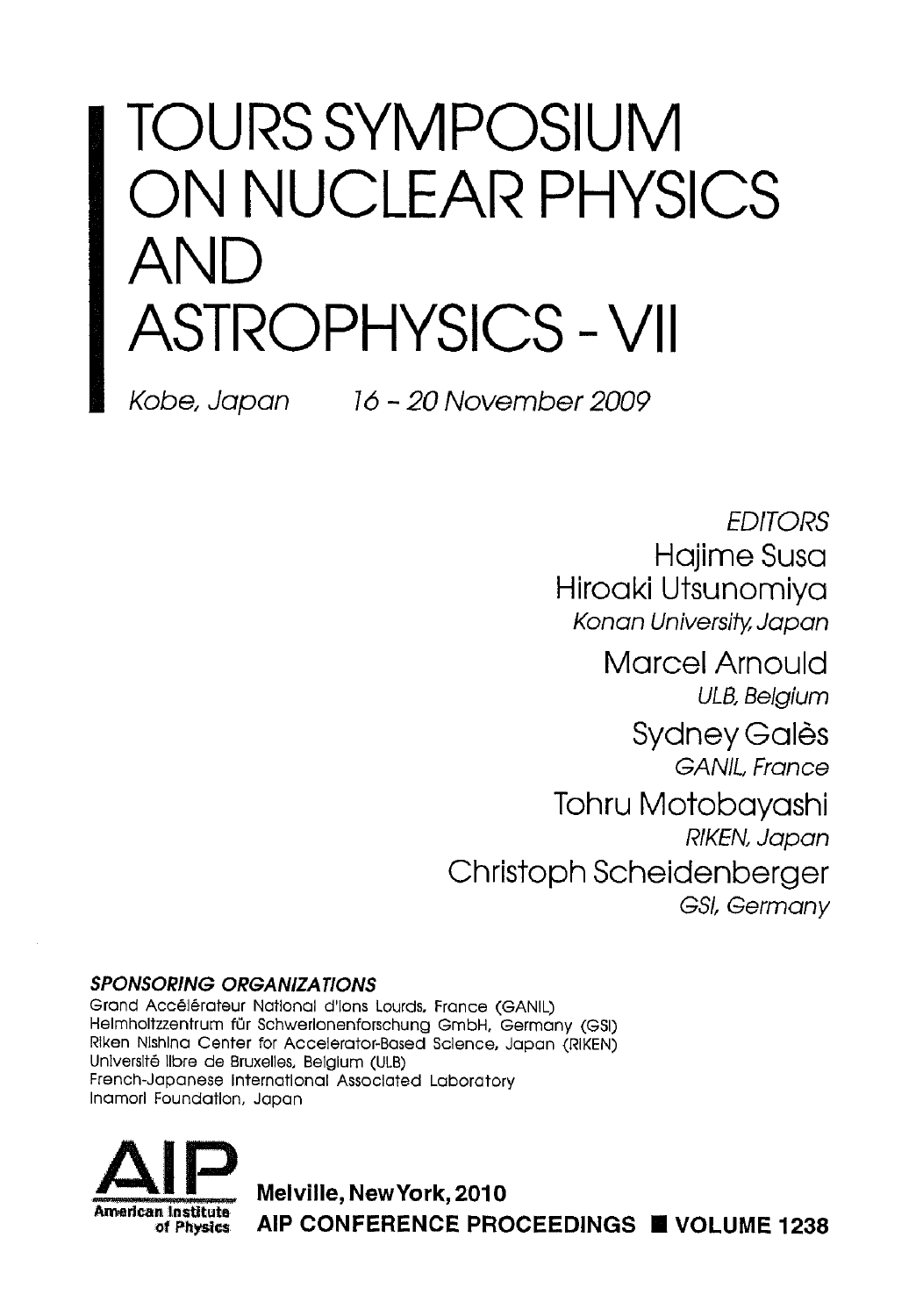# TOURS SYMPOSIUM ON NUCLEAR PHYSICS AND ASTROPHYSICS - VII

*Kobe, Japan 16 - 20 November 2009*

*EDITORS*

Hajime Susa
Hiroaki Utsunomiya
*Konan University, Japan*

Marcel Arnould
*ULB, Belgium*

Sydney Galès
*GANIL, France*

Tohru Motobayashi
*RIKEN, Japan*

Christoph Scheidenberger
*GSI, Germany*

***SPONSORING ORGANIZATIONS***

Grand Accélérateur National d'Ions Lourds, France (GANIL)
Helmholtzzentrum für Schwerionenforschung GmbH, Germany (GSI)
Riken Nishina Center for Accelerator-Based Science, Japan (RIKEN)
Université libre de Bruxelles, Belgium (ULB)
French-Japanese International Associated Laboratory
Inamori Foundation, Japan

AIP American Institute of Physics

**Melville, New York, 2010**

**AIP CONFERENCE PROCEEDINGS ■ VOLUME 1238**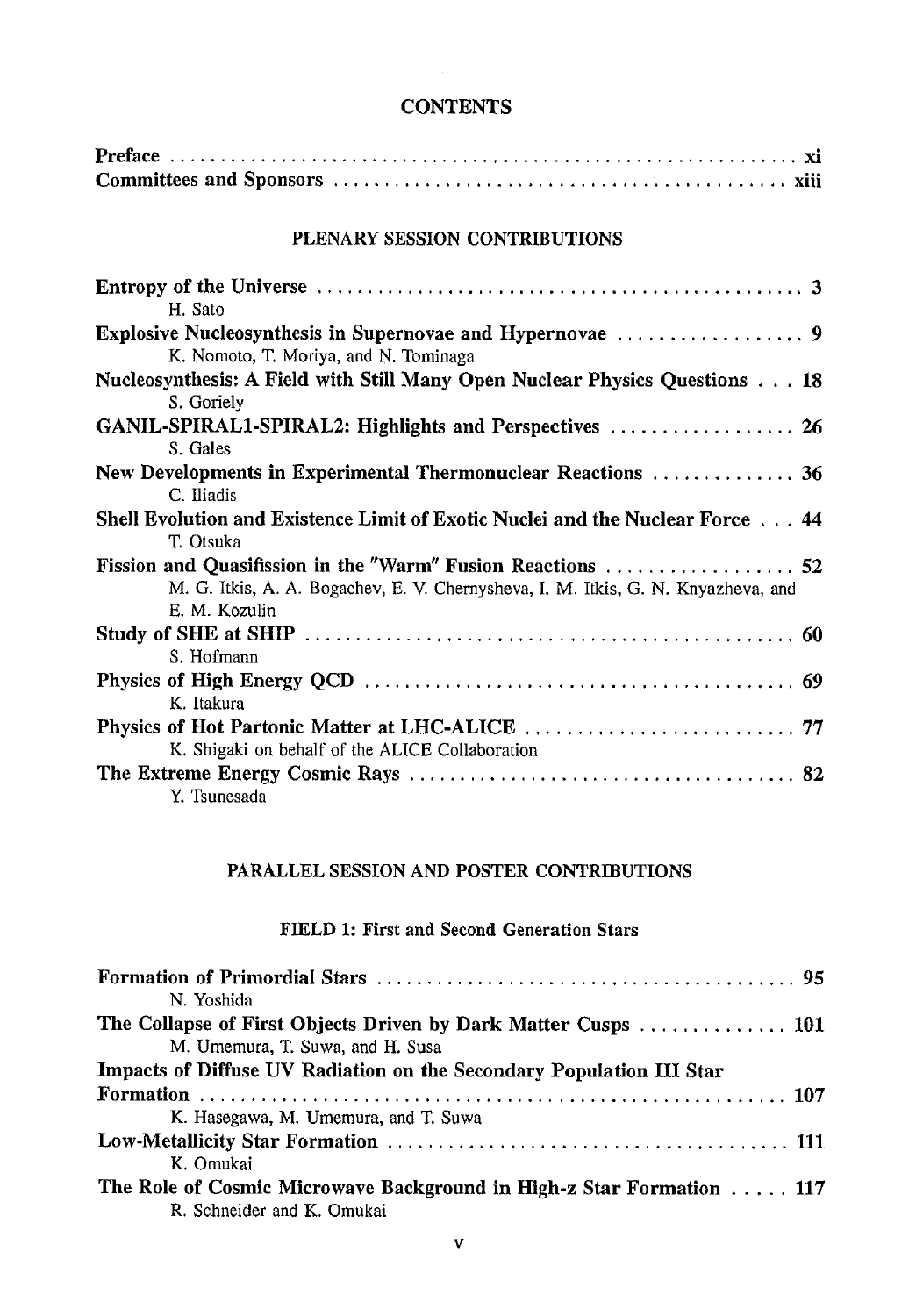# CONTENTS

**Preface** .......... **xi**
**Committees and Sponsors** .......... **xiii**

## PLENARY SESSION CONTRIBUTIONS

**Entropy of the Universe** .......... **3**
H. Sato

**Explosive Nucleosynthesis in Supernovae and Hypernovae** .......... **9**
K. Nomoto, T. Moriya, and N. Tominaga

**Nucleosynthesis: A Field with Still Many Open Nuclear Physics Questions** .......... **18**
S. Goriely

**GANIL-SPIRAL1-SPIRAL2: Highlights and Perspectives** .......... **26**
S. Gales

**New Developments in Experimental Thermonuclear Reactions** .......... **36**
C. Iliadis

**Shell Evolution and Existence Limit of Exotic Nuclei and the Nuclear Force** .......... **44**
T. Otsuka

**Fission and Quasifission in the "Warm" Fusion Reactions** .......... **52**
M. G. Itkis, A. A. Bogachev, E. V. Chernysheva, I. M. Itkis, G. N. Knyazheva, and E. M. Kozulin

**Study of SHE at SHIP** .......... **60**
S. Hofmann

**Physics of High Energy QCD** .......... **69**
K. Itakura

**Physics of Hot Partonic Matter at LHC-ALICE** .......... **77**
K. Shigaki on behalf of the ALICE Collaboration

**The Extreme Energy Cosmic Rays** .......... **82**
Y. Tsunesada

## PARALLEL SESSION AND POSTER CONTRIBUTIONS

### FIELD 1: First and Second Generation Stars

**Formation of Primordial Stars** .......... **95**
N. Yoshida

**The Collapse of First Objects Driven by Dark Matter Cusps** .......... **101**
M. Umemura, T. Suwa, and H. Susa

**Impacts of Diffuse UV Radiation on the Secondary Population III Star Formation** .......... **107**
K. Hasegawa, M. Umemura, and T. Suwa

**Low-Metallicity Star Formation** .......... **111**
K. Omukai

**The Role of Cosmic Microwave Background in High-z Star Formation** .......... **117**
R. Schneider and K. Omukai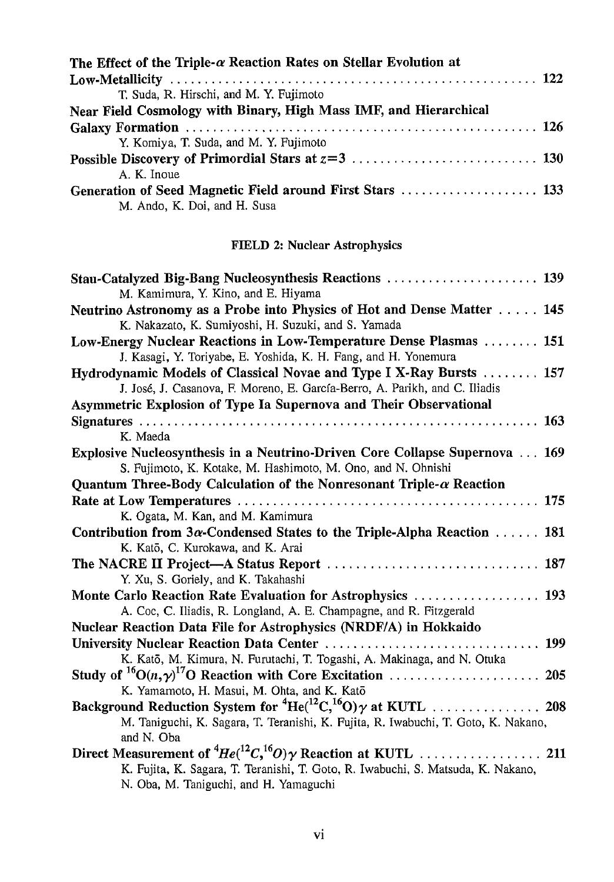**The Effect of the Triple-$\alpha$ Reaction Rates on Stellar Evolution at Low-Metallicity** ..... 122
T. Suda, R. Hirschi, and M. Y. Fujimoto

**Near Field Cosmology with Binary, High Mass IMF, and Hierarchical Galaxy Formation** ..... 126
Y. Komiya, T. Suda, and M. Y. Fujimoto

**Possible Discovery of Primordial Stars at $z=3$** ..... 130
A. K. Inoue

**Generation of Seed Magnetic Field around First Stars** ..... 133
M. Ando, K. Doi, and H. Susa

## FIELD 2: Nuclear Astrophysics

**Stau-Catalyzed Big-Bang Nucleosynthesis Reactions** ..... 139
M. Kamimura, Y. Kino, and E. Hiyama

**Neutrino Astronomy as a Probe into Physics of Hot and Dense Matter** ..... 145
K. Nakazato, K. Sumiyoshi, H. Suzuki, and S. Yamada

**Low-Energy Nuclear Reactions in Low-Temperature Dense Plasmas** ..... 151
J. Kasagi, Y. Toriyabe, E. Yoshida, K. H. Fang, and H. Yonemura

**Hydrodynamic Models of Classical Novae and Type I X-Ray Bursts** ..... 157
J. José, J. Casanova, F. Moreno, E. García-Berro, A. Parikh, and C. Iliadis

**Asymmetric Explosion of Type Ia Supernova and Their Observational Signatures** ..... 163
K. Maeda

**Explosive Nucleosynthesis in a Neutrino-Driven Core Collapse Supernova** ..... 169
S. Fujimoto, K. Kotake, M. Hashimoto, M. Ono, and N. Ohnishi

**Quantum Three-Body Calculation of the Nonresonant Triple-$\alpha$ Reaction Rate at Low Temperatures** ..... 175
K. Ogata, M. Kan, and M. Kamimura

**Contribution from $3\alpha$-Condensed States to the Triple-Alpha Reaction** ..... 181
K. Katō, C. Kurokawa, and K. Arai

**The NACRE II Project—A Status Report** ..... 187
Y. Xu, S. Goriely, and K. Takahashi

**Monte Carlo Reaction Rate Evaluation for Astrophysics** ..... 193
A. Coc, C. Iliadis, R. Longland, A. E. Champagne, and R. Fitzgerald

**Nuclear Reaction Data File for Astrophysics (NRDF/A) in Hokkaido University Nuclear Reaction Data Center** ..... 199
K. Katō, M. Kimura, N. Furutachi, T. Togashi, A. Makinaga, and N. Otuka

**Study of $^{16}O(n,\gamma)^{17}O$ Reaction with Core Excitation** ..... 205
K. Yamamoto, H. Masui, M. Ohta, and K. Katō

**Background Reduction System for $^{4}He(^{12}C,^{16}O)\gamma$ at KUTL** ..... 208
M. Taniguchi, K. Sagara, T. Teranishi, K. Fujita, R. Iwabuchi, T. Goto, K. Nakano, and N. Oba

**Direct Measurement of $^{4}He(^{12}C,^{16}O)\gamma$ Reaction at KUTL** ..... 211
K. Fujita, K. Sagara, T. Teranishi, T. Goto, R. Iwabuchi, S. Matsuda, K. Nakano, N. Oba, M. Taniguchi, and H. Yamaguchi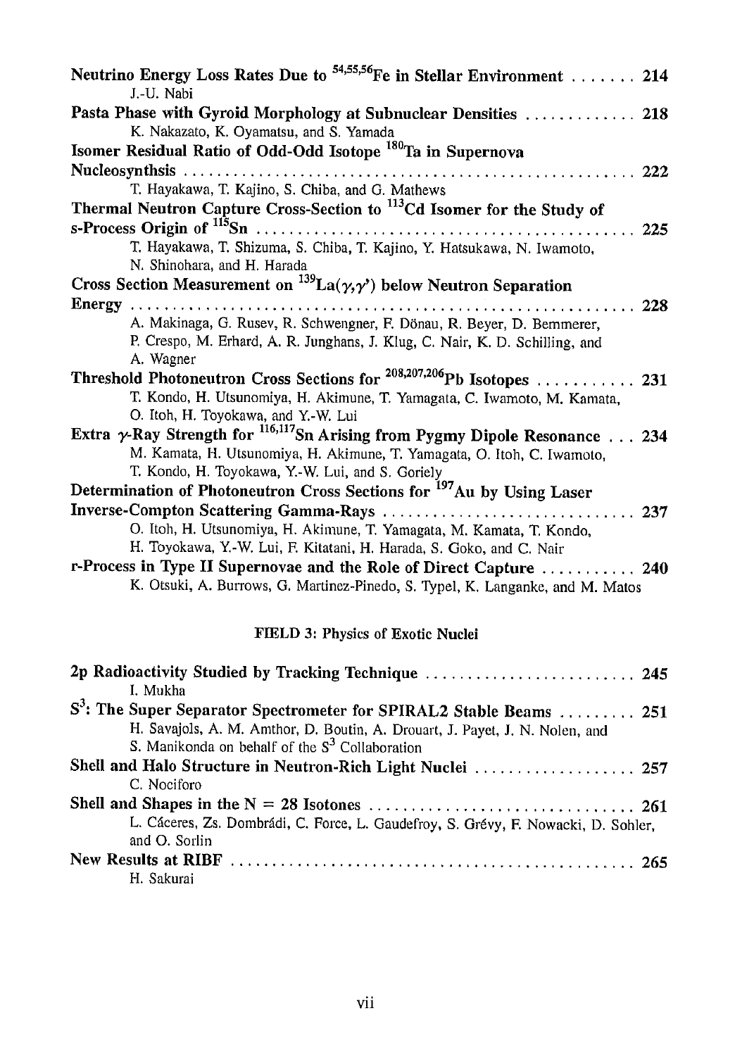**Neutrino Energy Loss Rates Due to $^{54,55,56}$Fe in Stellar Environment** ....... 214
J.-U. Nabi

**Pasta Phase with Gyroid Morphology at Subnuclear Densities** ............. 218
K. Nakazato, K. Oyamatsu, and S. Yamada

**Isomer Residual Ratio of Odd-Odd Isotope $^{180}$Ta in Supernova Nucleosynthesis** ............................................................. 222
T. Hayakawa, T. Kajino, S. Chiba, and G. Mathews

**Thermal Neutron Capture Cross-Section to $^{113}$Cd Isomer for the Study of s-Process Origin of $^{115}$Sn** ............................................... 225
T. Hayakawa, T. Shizuma, S. Chiba, T. Kajino, Y. Hatsukawa, N. Iwamoto, N. Shinohara, and H. Harada

**Cross Section Measurement on $^{139}$La($\gamma,\gamma'$) below Neutron Separation Energy** ................................................................. 228
A. Makinaga, G. Rusev, R. Schwengner, F. Dönau, R. Beyer, D. Bemmerer, P. Crespo, M. Erhard, A. R. Junghans, J. Klug, C. Nair, K. D. Schilling, and A. Wagner

**Threshold Photoneutron Cross Sections for $^{208,207,206}$Pb Isotopes** ........... 231
T. Kondo, H. Utsunomiya, H. Akimune, T. Yamagata, C. Iwamoto, M. Kamata, O. Itoh, H. Toyokawa, and Y.-W. Lui

**Extra $\gamma$-Ray Strength for $^{116,117}$Sn Arising from Pygmy Dipole Resonance** ... 234
M. Kamata, H. Utsunomiya, H. Akimune, T. Yamagata, O. Itoh, C. Iwamoto, T. Kondo, H. Toyokawa, Y.-W. Lui, and S. Goriely

**Determination of Photoneutron Cross Sections for $^{197}$Au by Using Laser Inverse-Compton Scattering Gamma-Rays** ................................ 237
O. Itoh, H. Utsunomiya, H. Akimune, T. Yamagata, M. Kamata, T. Kondo, H. Toyokawa, Y.-W. Lui, F. Kitatani, H. Harada, S. Goko, and C. Nair

**r-Process in Type II Supernovae and the Role of Direct Capture** ........... 240
K. Otsuki, A. Burrows, G. Martinez-Pinedo, S. Typel, K. Langanke, and M. Matos

## FIELD 3: Physics of Exotic Nuclei

**2p Radioactivity Studied by Tracking Technique** ......................... 245
I. Mukha

**$S^3$: The Super Separator Spectrometer for SPIRAL2 Stable Beams** ......... 251
H. Savajols, A. M. Amthor, D. Boutin, A. Drouart, J. Payet, J. N. Nolen, and S. Manikonda on behalf of the $S^3$ Collaboration

**Shell and Halo Structure in Neutron-Rich Light Nuclei** ................... 257
C. Nociforo

**Shell and Shapes in the N = 28 Isotones** ............................... 261
L. Cáceres, Zs. Dombrádi, C. Force, L. Gaudefroy, S. Grévy, F. Nowacki, D. Sohler, and O. Sorlin

**New Results at RIBF** ................................................. 265
H. Sakurai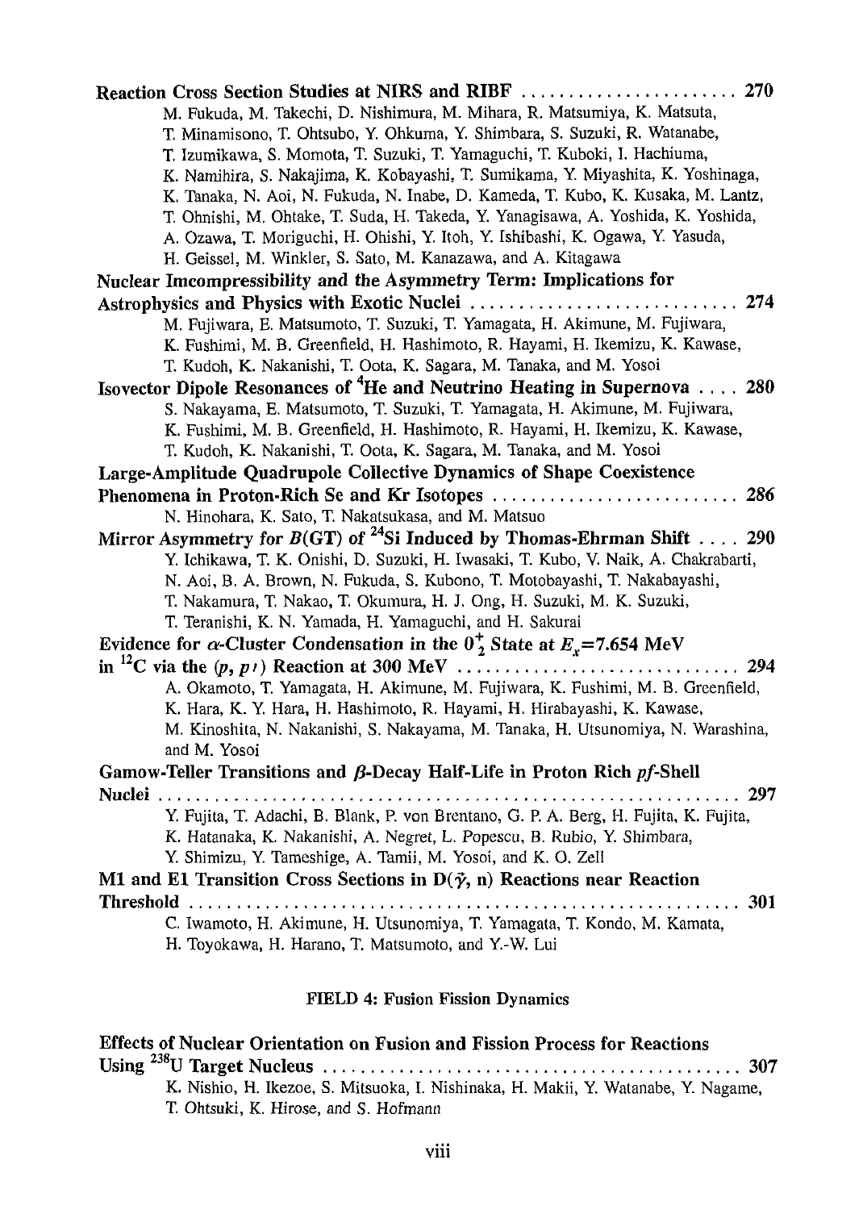**Reaction Cross Section Studies at NIRS and RIBF** ........................ 270
M. Fukuda, M. Takechi, D. Nishimura, M. Mihara, R. Matsumiya, K. Matsuta, T. Minamisono, T. Ohtsubo, Y. Ohkuma, Y. Shimbara, S. Suzuki, R. Watanabe, T. Izumikawa, S. Momota, T. Suzuki, T. Yamaguchi, T. Kuboki, I. Hachiuma, K. Namihira, S. Nakajima, K. Kobayashi, T. Sumikama, Y. Miyashita, K. Yoshinaga, K. Tanaka, N. Aoi, N. Fukuda, N. Inabe, D. Kameda, T. Kubo, K. Kusaka, M. Lantz, T. Ohnishi, M. Ohtake, T. Suda, H. Takeda, Y. Yanagisawa, A. Yoshida, K. Yoshida, A. Ozawa, T. Moriguchi, H. Ohishi, Y. Itoh, Y. Ishibashi, K. Ogawa, Y. Yasuda, H. Geissel, M. Winkler, S. Sato, M. Kanazawa, and A. Kitagawa

**Nuclear Imcompressibility and the Asymmetry Term: Implications for Astrophysics and Physics with Exotic Nuclei** ............................ 274
M. Fujiwara, E. Matsumoto, T. Suzuki, T. Yamagata, H. Akimune, M. Fujiwara, K. Fushimi, M. B. Greenfield, H. Hashimoto, R. Hayami, H. Ikemizu, K. Kawase, T. Kudoh, K. Nakanishi, T. Oota, K. Sagara, M. Tanaka, and M. Yosoi

**Isovector Dipole Resonances of $^4$He and Neutrino Heating in Supernova** .... 280
S. Nakayama, E. Matsumoto, T. Suzuki, T. Yamagata, H. Akimune, M. Fujiwara, K. Fushimi, M. B. Greenfield, H. Hashimoto, R. Hayami, H. Ikemizu, K. Kawase, T. Kudoh, K. Nakanishi, T. Oota, K. Sagara, M. Tanaka, and M. Yosoi

**Large-Amplitude Quadrupole Collective Dynamics of Shape Coexistence Phenomena in Proton-Rich Se and Kr Isotopes** .......................... *286*
N. Hinohara, K. Sato, T. Nakatsukasa, and M. Matsuo

**Mirror Asymmetry for $B$(GT) of $^{24}$Si Induced by Thomas-Ehrman Shift** .... 290
Y. Ichikawa, T. K. Onishi, D. Suzuki, H. Iwasaki, T. Kubo, V. Naik, A. Chakrabarti, N. Aoi, B. A. Brown, N. Fukuda, S. Kubono, T. Motobayashi, T. Nakabayashi, T. Nakamura, T. Nakao, T. Okumura, H. J. Ong, H. Suzuki, M. K. Suzuki, T. Teranishi, K. N. Yamada, H. Yamaguchi, and H. Sakurai

**Evidence for $\alpha$-Cluster Condensation in the $0^+_2$ State at $E_x$=7.654 MeV in $^{12}$C via the $(p, p\prime)$ Reaction at 300 MeV** .............................. 294
A. Okamoto, T. Yamagata, H. Akimune, M. Fujiwara, K. Fushimi, M. B. Greenfield, K. Hara, K. Y. Hara, H. Hashimoto, R. Hayami, H. Hirabayashi, K. Kawase, M. Kinoshita, N. Nakanishi, S. Nakayama, M. Tanaka, H. Utsunomiya, N. Warashina, and M. Yosoi

**Gamow-Teller Transitions and $\beta$-Decay Half-Life in Proton Rich $pf$-Shell Nuclei** .............................................................. 297
Y. Fujita, T. Adachi, B. Blank, P. von Brentano, G. P. A. Berg, H. Fujita, K. Fujita, K. Hatanaka, K. Nakanishi, A. Negret, L. Popescu, B. Rubio, Y. Shimbara, Y. Shimizu, Y. Tameshige, A. Tamii, M. Yosoi, and K. O. Zell

**M1 and E1 Transition Cross Sections in D($\vec{\gamma}$, n) Reactions near Reaction Threshold** .......................................................... 301
C. Iwamoto, H. Akimune, H. Utsunomiya, T. Yamagata, T. Kondo, M. Kamata, H. Toyokawa, H. Harano, T. Matsumoto, and Y.-W. Lui

## FIELD 4: Fusion Fission Dynamics

**Effects of Nuclear Orientation on Fusion and Fission Process for Reactions Using $^{238}$U Target Nucleus** ........................................... 307
K. Nishio, H. Ikezoe, S. Mitsuoka, I. Nishinaka, H. Makii, Y. Watanabe, Y. Nagame, T. Ohtsuki, K. Hirose, and S. Hofmann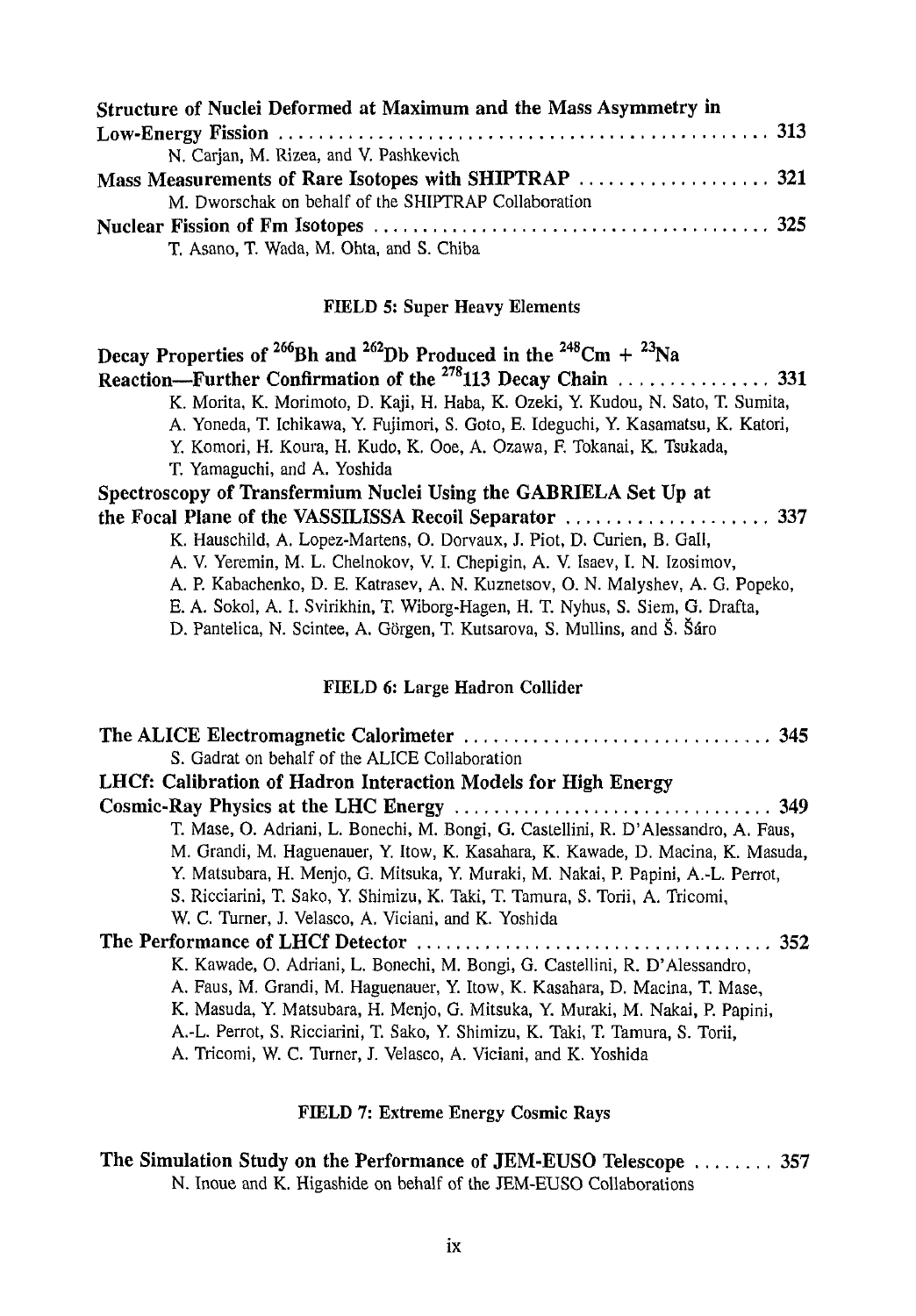**Structure of Nuclei Deformed at Maximum and the Mass Asymmetry in Low-Energy Fission** ............................................................ 313
N. Carjan, M. Rizea, and V. Pashkevich

**Mass Measurements of Rare Isotopes with SHIPTRAP** .................. 321
M. Dworschak on behalf of the SHIPTRAP Collaboration

**Nuclear Fission of Fm Isotopes** .................................................. 325
T. Asano, T. Wada, M. Ohta, and S. Chiba

### FIELD 5: Super Heavy Elements

**Decay Properties of $^{266}$Bh and $^{262}$Db Produced in the $^{248}$Cm + $^{23}$Na Reaction—Further Confirmation of the $^{278}$113 Decay Chain** ............... 331
K. Morita, K. Morimoto, D. Kaji, H. Haba, K. Ozeki, Y. Kudou, N. Sato, T. Sumita, A. Yoneda, T. Ichikawa, Y. Fujimori, S. Goto, E. Ideguchi, Y. Kasamatsu, K. Katori, Y. Komori, H. Koura, H. Kudo, K. Ooe, A. Ozawa, F. Tokanai, K. Tsukada, T. Yamaguchi, and A. Yoshida

**Spectroscopy of Transfermium Nuclei Using the GABRIELA Set Up at the Focal Plane of the VASSILISSA Recoil Separator** ..................... 337
K. Hauschild, A. Lopez-Martens, O. Dorvaux, J. Piot, D. Curien, B. Gall, A. V. Yeremin, M. L. Chelnokov, V. I. Chepigin, A. V. Isaev, I. N. Izosimov, A. P. Kabachenko, D. E. Katrasev, A. N. Kuznetsov, O. N. Malyshev, A. G. Popeko, E. A. Sokol, A. I. Svirikhin, T. Wiborg-Hagen, H. T. Nyhus, S. Siem, G. Drafta, D. Pantelica, N. Scintee, A. Görgen, T. Kutsarova, S. Mullins, and Š. Šáro

### FIELD 6: Large Hadron Collider

**The ALICE Electromagnetic Calorimeter** ................................ 345
S. Gadrat on behalf of the ALICE Collaboration

**LHCf: Calibration of Hadron Interaction Models for High Energy Cosmic-Ray Physics at the LHC Energy** ................................ 349
T. Mase, O. Adriani, L. Bonechi, M. Bongi, G. Castellini, R. D'Alessandro, A. Faus, M. Grandi, M. Haguenauer, Y. Itow, K. Kasahara, K. Kawade, D. Macina, K. Masuda, Y. Matsubara, H. Menjo, G. Mitsuka, Y. Muraki, M. Nakai, P. Papini, A.-L. Perrot, S. Ricciarini, T. Sako, Y. Shimizu, K. Taki, T. Tamura, S. Torii, A. Tricomi, W. C. Turner, J. Velasco, A. Viciani, and K. Yoshida

**The Performance of LHCf Detector** .................................... 352
K. Kawade, O. Adriani, L. Bonechi, M. Bongi, G. Castellini, R. D'Alessandro, A. Faus, M. Grandi, M. Haguenauer, Y. Itow, K. Kasahara, D. Macina, T. Mase, K. Masuda, Y. Matsubara, H. Menjo, G. Mitsuka, Y. Muraki, M. Nakai, P. Papini, A.-L. Perrot, S. Ricciarini, T. Sako, Y. Shimizu, K. Taki, T. Tamura, S. Torii, A. Tricomi, W. C. Turner, J. Velasco, A. Viciani, and K. Yoshida

### FIELD 7: Extreme Energy Cosmic Rays

**The Simulation Study on the Performance of JEM-EUSO Telescope** ........ 357
N. Inoue and K. Higashide on behalf of the JEM-EUSO Collaborations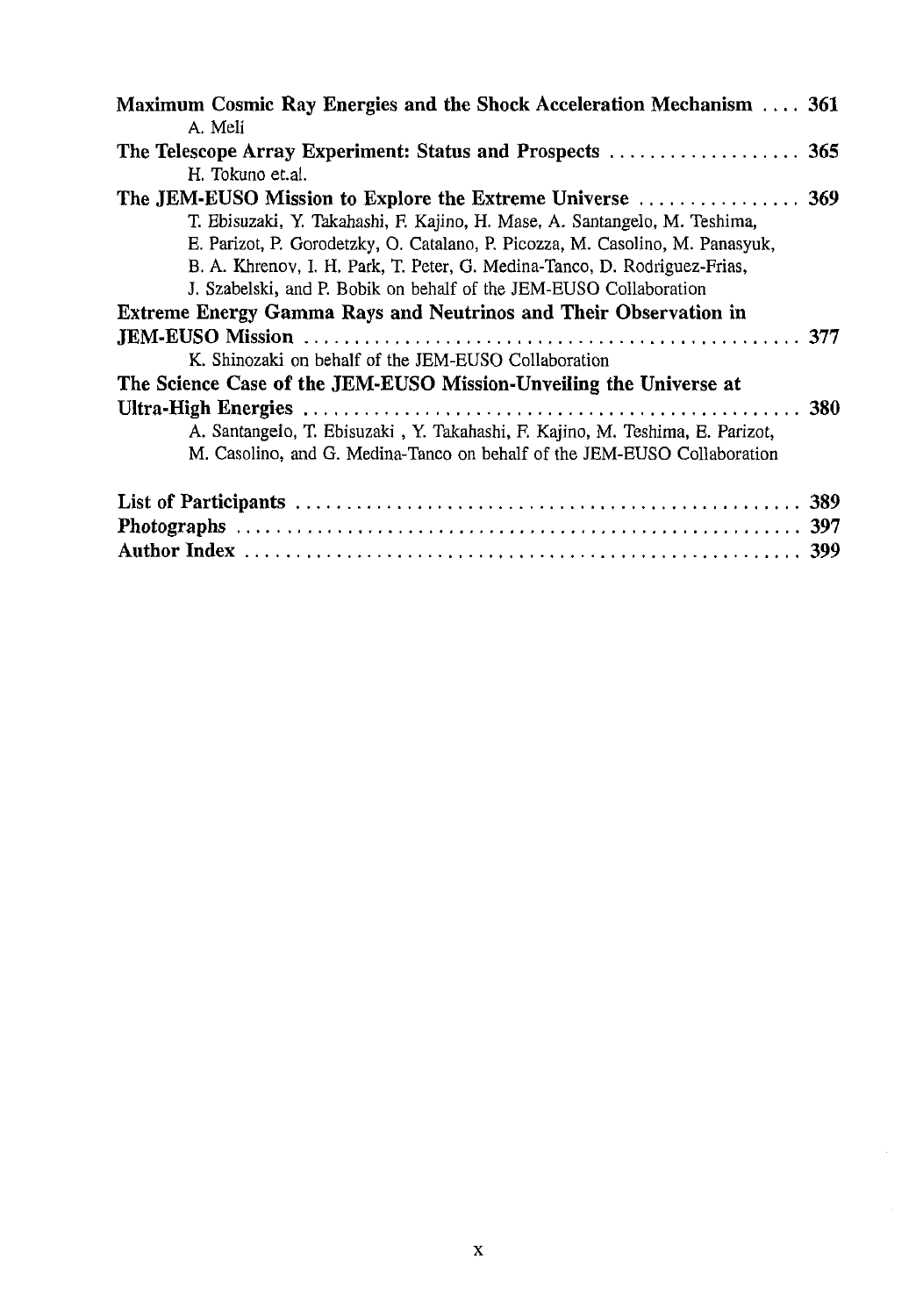**Maximum Cosmic Ray Energies and the Shock Acceleration Mechanism .... 361**
A. Meli

**The Telescope Array Experiment: Status and Prospects .................. 365**
H. Tokuno et.al.

**The JEM-EUSO Mission to Explore the Extreme Universe ................ 369**
T. Ebisuzaki, Y. Takahashi, F. Kajino, H. Mase, A. Santangelo, M. Teshima, E. Parizot, P. Gorodetzky, O. Catalano, P. Picozza, M. Casolino, M. Panasyuk, B. A. Khrenov, I. H. Park, T. Peter, G. Medina-Tanco, D. Rodriguez-Frias, J. Szabelski, and P. Bobik on behalf of the JEM-EUSO Collaboration

**Extreme Energy Gamma Rays and Neutrinos and Their Observation in JEM-EUSO Mission ................................................. 377**
K. Shinozaki on behalf of the JEM-EUSO Collaboration

**The Science Case of the JEM-EUSO Mission-Unveiling the Universe at Ultra-High Energies ................................................. 380**
A. Santangelo, T. Ebisuzaki , Y. Takahashi, F. Kajino, M. Teshima, E. Parizot, M. Casolino, and G. Medina-Tanco on behalf of the JEM-EUSO Collaboration

**List of Participants ................................................. 389**

**Photographs ................................................. 397**

**Author Index ................................................. 399**